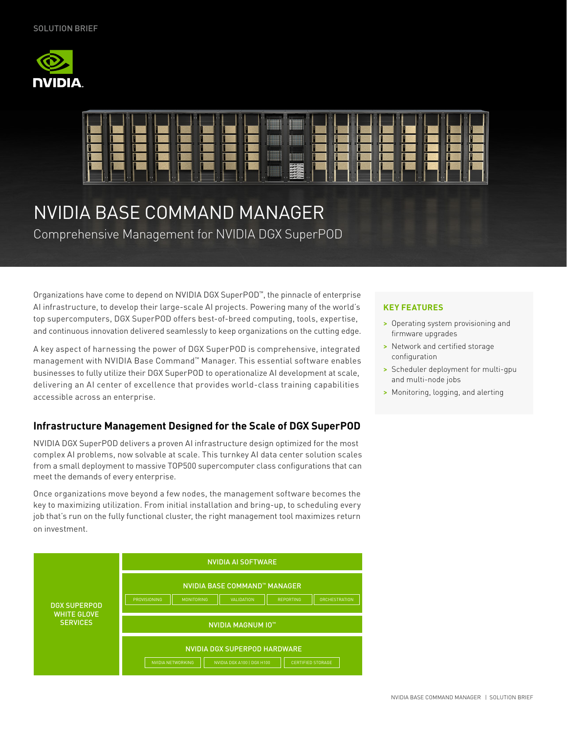SOLUTION BRIEF

# NVIDIA BASE COMMAND MANAGER

## Comprehensive Management for NVIDIA DGX SuperPOD

Organizations have come to depend on NVIDIA DGX SuperPOD™, the pinnacle of enterprise AI infrastructure, to develop their large-scale AI projects. Powering many of the world's top supercomputers, DGX SuperPOD offers best-of-breed computing, tools, expertise, and continuous innovation delivered seamlessly to keep organizations on the cutting edge.

A key aspect of harnessing the power of DGX SuperPOD is comprehensive, integrated management with NVIDIA Base Command™ Manager. This essential software enables businesses to fully utilize their DGX SuperPOD to operationalize AI development at scale, delivering an AI center of excellence that provides world-class training capabilities accessible across an enterprise.

### KEY FEATURES

- Operating system provisioning and firmware upgrades
- Network and certified storage configuration
- Scheduler deployment for multi-gpu and multi-node jobs
- Monitoring, logging, and alerting

### Infrastructure Management Designed for the Scale of DGX SuperPOD

NVIDIA DGX SuperPOD delivers a proven AI infrastructure design optimized for the most complex AI problems, now solvable at scale. This turnkey AI data center solution scales from a small deployment to massive TOP500 supercomputer class configurations that can meet the demands of every enterprise.

Once organizations move beyond a few nodes, the management software becomes the key to maximizing utilization. From initial installation and bring-up, to scheduling every job that's run on the fully functional cluster, the right management tool maximizes return on investment.

DGX SUPERPOD WHITE GLOVE SERVICES

NVIDIA AI SOFTWARE

NVIDIA BASE COMMAND™ MANAGER

PROVISIONING | MONITORING | VALIDATION | REPORTING | ORCHESTRATION

NVIDIA MAGNUM IO™

NVIDIA DGX SUPERPOD HARDWARE

NVIDIA NETWORKING | NVIDIA DGX A100 | DGX H100 | CERTIFIED STORAGE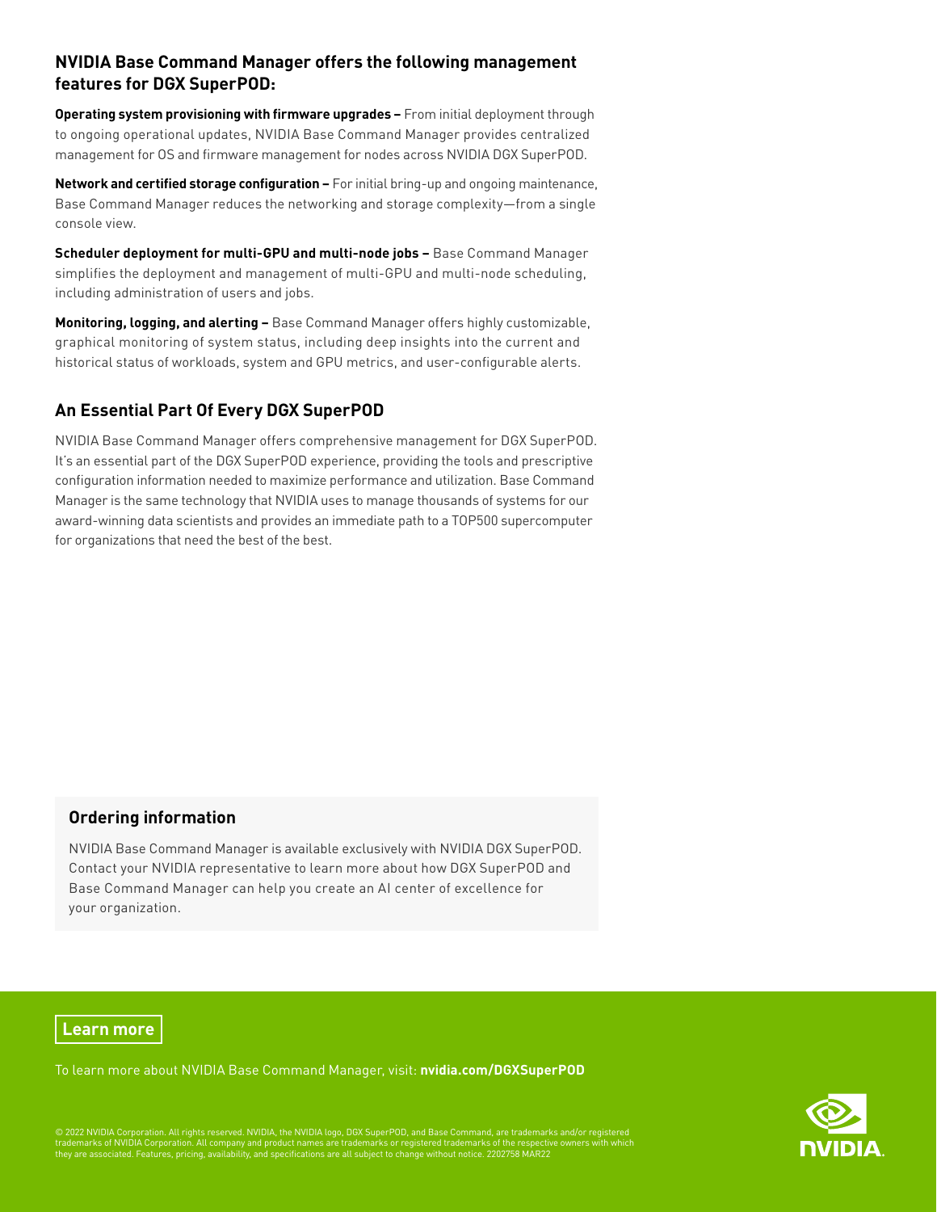## NVIDIA Base Command Manager offers the following management features for DGX SuperPOD:

**Operating system provisioning with firmware upgrades –** From initial deployment through to ongoing operational updates, NVIDIA Base Command Manager provides centralized management for OS and firmware management for nodes across NVIDIA DGX SuperPOD.

**Network and certified storage configuration –** For initial bring-up and ongoing maintenance, Base Command Manager reduces the networking and storage complexity—from a single console view.

**Scheduler deployment for multi-GPU and multi-node jobs –** Base Command Manager simplifies the deployment and management of multi-GPU and multi-node scheduling, including administration of users and jobs.

**Monitoring, logging, and alerting –** Base Command Manager offers highly customizable, graphical monitoring of system status, including deep insights into the current and historical status of workloads, system and GPU metrics, and user-configurable alerts.

## An Essential Part Of Every DGX SuperPOD

NVIDIA Base Command Manager offers comprehensive management for DGX SuperPOD. It's an essential part of the DGX SuperPOD experience, providing the tools and prescriptive configuration information needed to maximize performance and utilization. Base Command Manager is the same technology that NVIDIA uses to manage thousands of systems for our award-winning data scientists and provides an immediate path to a TOP500 supercomputer for organizations that need the best of the best.

### Ordering information

NVIDIA Base Command Manager is available exclusively with NVIDIA DGX SuperPOD. Contact your NVIDIA representative to learn more about how DGX SuperPOD and Base Command Manager can help you create an AI center of excellence for your organization.

### Learn more

To learn more about NVIDIA Base Command Manager, visit: **nvidia.com/DGXSuperPOD**

© 2022 NVIDIA Corporation. All rights reserved. NVIDIA, the NVIDIA logo, DGX SuperPOD, and Base Command, are trademarks and/or registered trademarks of NVIDIA Corporation. All company and product names are trademarks or registered trademarks of the respective owners with which they are associated. Features, pricing, availability, and specifications are all subject to change without notice. 2202758 MAR22